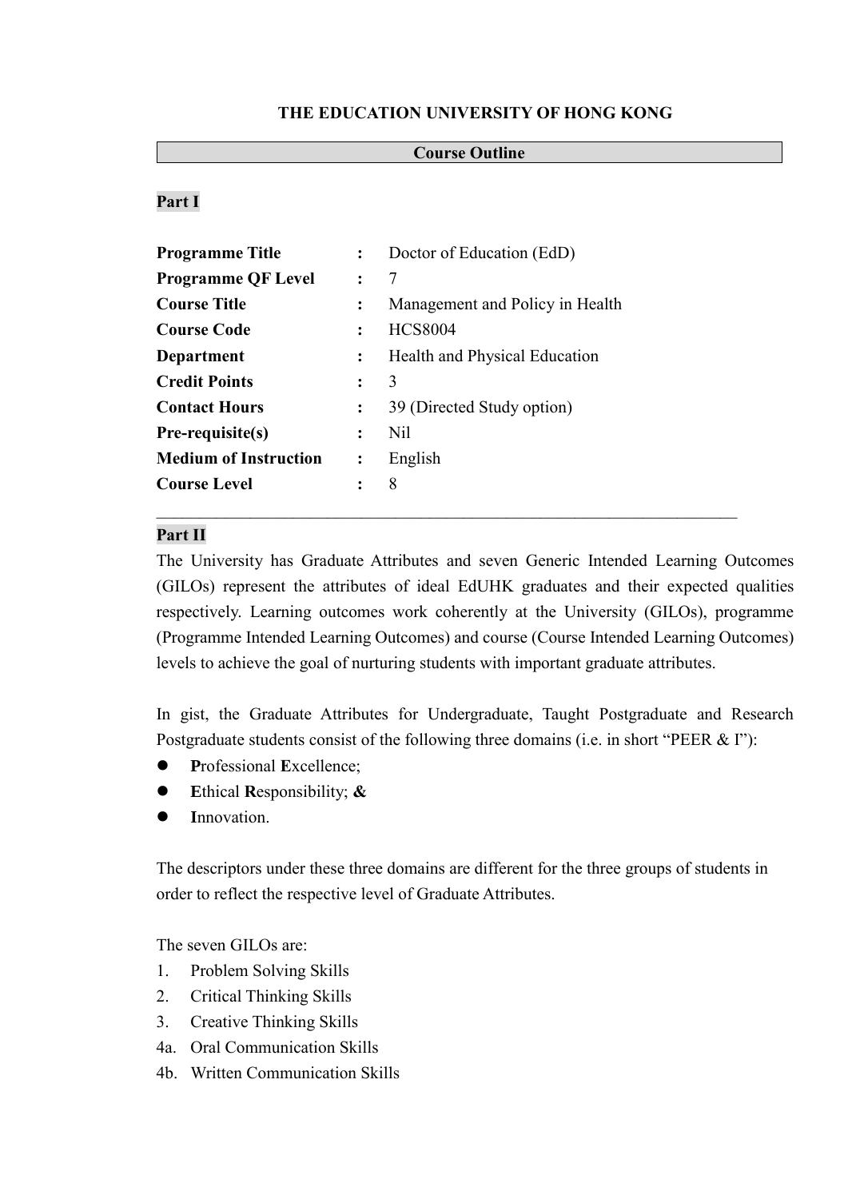# THE EDUCATION UNIVERSITY OF HONG KONG

## Course Outline

### Part I

| | | |
|---|---|---|
| **Programme Title** | **:** | Doctor of Education (EdD) |
| **Programme QF Level** | **:** | 7 |
| **Course Title** | **:** | Management and Policy in Health |
| **Course Code** | **:** | HCS8004 |
| **Department** | **:** | Health and Physical Education |
| **Credit Points** | **:** | 3 |
| **Contact Hours** | **:** | 39 (Directed Study option) |
| **Pre-requisite(s)** | **:** | Nil |
| **Medium of Instruction** | **:** | English |
| **Course Level** | **:** | 8 |

---

### Part II

The University has Graduate Attributes and seven Generic Intended Learning Outcomes (GILOs) represent the attributes of ideal EdUHK graduates and their expected qualities respectively. Learning outcomes work coherently at the University (GILOs), programme (Programme Intended Learning Outcomes) and course (Course Intended Learning Outcomes) levels to achieve the goal of nurturing students with important graduate attributes.

In gist, the Graduate Attributes for Undergraduate, Taught Postgraduate and Research Postgraduate students consist of the following three domains (i.e. in short "PEER & I"):

- **P**rofessional **E**xcellence;
- **E**thical **R**esponsibility; **&**
- **I**nnovation.

The descriptors under these three domains are different for the three groups of students in order to reflect the respective level of Graduate Attributes.

The seven GILOs are:

1. Problem Solving Skills
2. Critical Thinking Skills
3. Creative Thinking Skills

4a. Oral Communication Skills
4b. Written Communication Skills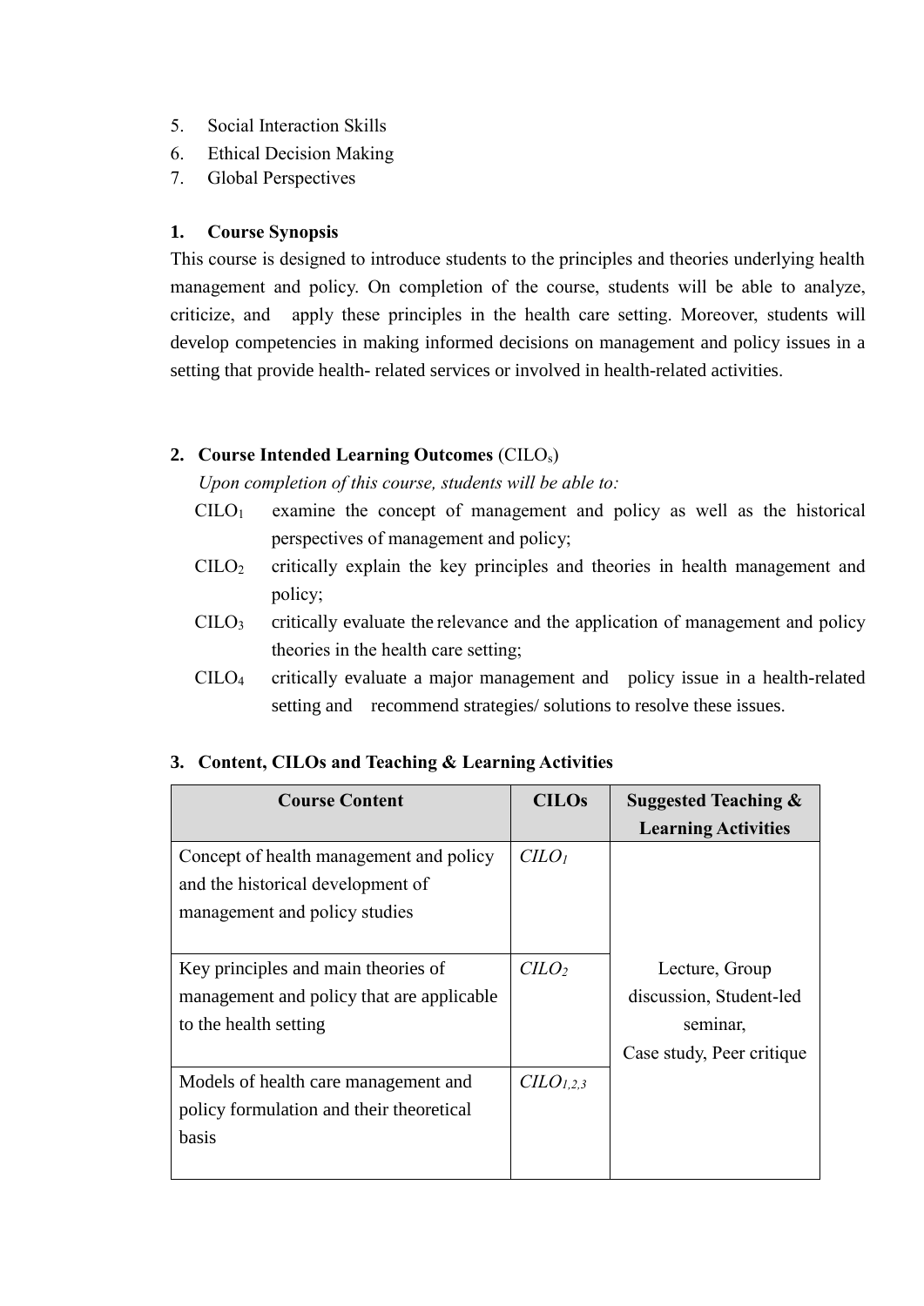5. Social Interaction Skills
6. Ethical Decision Making
7. Global Perspectives

## 1. Course Synopsis

This course is designed to introduce students to the principles and theories underlying health management and policy. On completion of the course, students will be able to analyze, criticize, and apply these principles in the health care setting. Moreover, students will develop competencies in making informed decisions on management and policy issues in a setting that provide health- related services or involved in health-related activities.

## 2. Course Intended Learning Outcomes ($CILO_s$)

*Upon completion of this course, students will be able to:*

- $CILO_1$ examine the concept of management and policy as well as the historical perspectives of management and policy;
- $CILO_2$ critically explain the key principles and theories in health management and policy;
- $CILO_3$ critically evaluate the relevance and the application of management and policy theories in the health care setting;
- $CILO_4$ critically evaluate a major management and policy issue in a health-related setting and recommend strategies/ solutions to resolve these issues.

## 3. Content, CILOs and Teaching & Learning Activities

| Course Content | CILOs | Suggested Teaching & Learning Activities |
|---|---|---|
| Concept of health management and policy and the historical development of management and policy studies | *$CILO_1$* | Lecture, Group discussion, Student-led seminar, Case study, Peer critique |
| Key principles and main theories of management and policy that are applicable to the health setting | *$CILO_2$* | |
| Models of health care management and policy formulation and their theoretical basis | *$CILO_{1,2,3}$* | |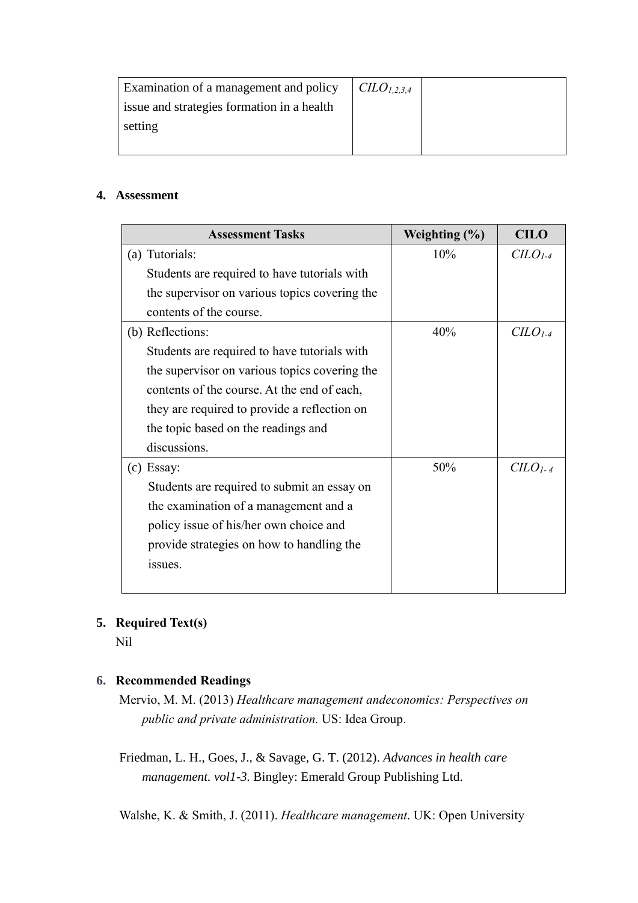| Examination of a management and policy issue and strategies formation in a health setting | $CILO_{1,2,3,4}$ | |
|---|---|---|

## 4. Assessment

| Assessment Tasks | Weighting (%) | CILO |
|---|---|---|
| (a) Tutorials: Students are required to have tutorials with the supervisor on various topics covering the contents of the course. | 10% | $CILO_{1\text{-}4}$ |
| (b) Reflections: Students are required to have tutorials with the supervisor on various topics covering the contents of the course. At the end of each, they are required to provide a reflection on the topic based on the readings and discussions. | 40% | $CILO_{1\text{-}4}$ |
| (c) Essay: Students are required to submit an essay on the examination of a management and a policy issue of his/her own choice and provide strategies on how to handling the issues. | 50% | $CILO_{1\text{-}4}$ |

## 5. Required Text(s)

Nil

## 6. Recommended Readings

Mervio, M. M. (2013) *Healthcare management andeconomics: Perspectives on public and private administration.* US: Idea Group.

Friedman, L. H., Goes, J., & Savage, G. T. (2012). *Advances in health care management. vol1-3.* Bingley: Emerald Group Publishing Ltd.

Walshe, K. & Smith, J. (2011). *Healthcare management*. UK: Open University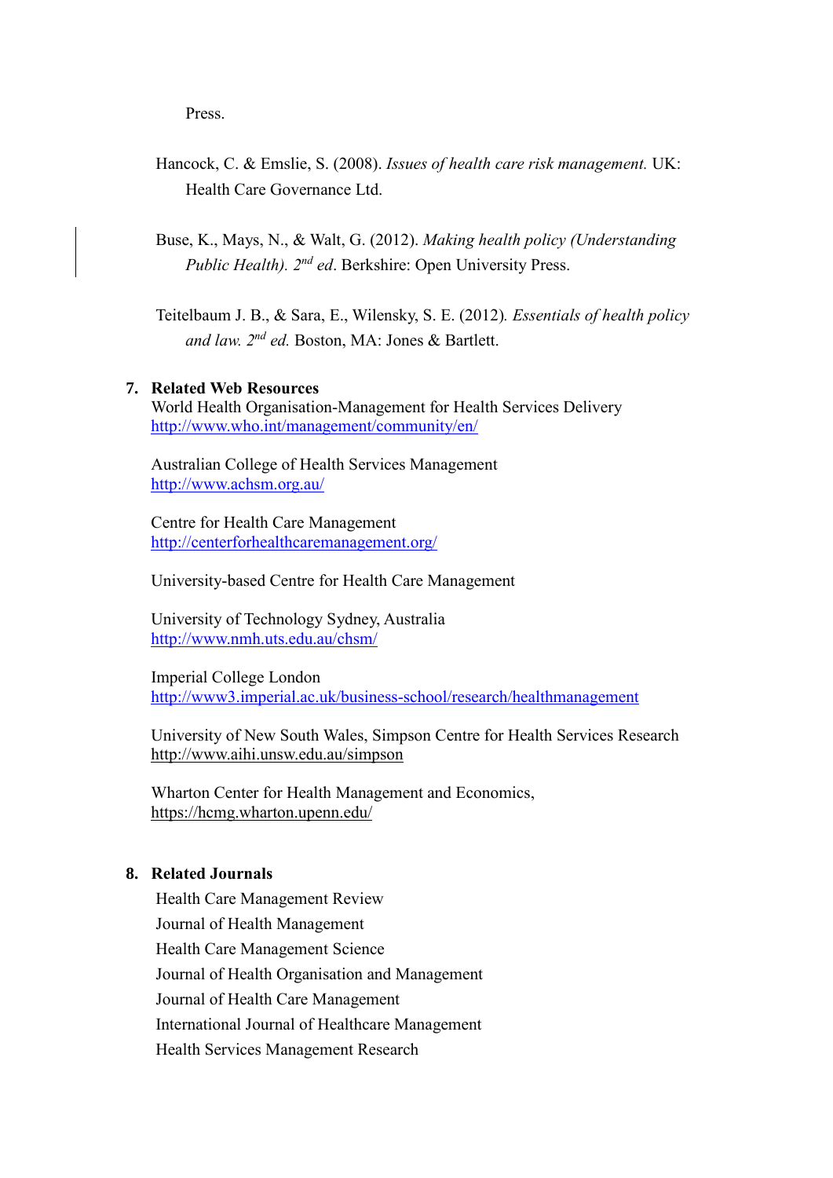Press.

Hancock, C. & Emslie, S. (2008). *Issues of health care risk management.* UK: Health Care Governance Ltd.

Buse, K., Mays, N., & Walt, G. (2012). *Making health policy (Understanding Public Health). 2nd ed*. Berkshire: Open University Press.

Teitelbaum J. B., & Sara, E., Wilensky, S. E. (2012)*. Essentials of health policy and law. 2nd ed.* Boston, MA: Jones & Bartlett.

**7. Related Web Resources**

World Health Organisation-Management for Health Services Delivery
http://www.who.int/management/community/en/

Australian College of Health Services Management
http://www.achsm.org.au/

Centre for Health Care Management
http://centerforhealthcaremanagement.org/

University-based Centre for Health Care Management

University of Technology Sydney, Australia
http://www.nmh.uts.edu.au/chsm/

Imperial College London
http://www3.imperial.ac.uk/business-school/research/healthmanagement

University of New South Wales, Simpson Centre for Health Services Research
http://www.aihi.unsw.edu.au/simpson

Wharton Center for Health Management and Economics,
https://hcmg.wharton.upenn.edu/

**8. Related Journals**

Health Care Management Review
Journal of Health Management
Health Care Management Science
Journal of Health Organisation and Management
Journal of Health Care Management
International Journal of Healthcare Management
Health Services Management Research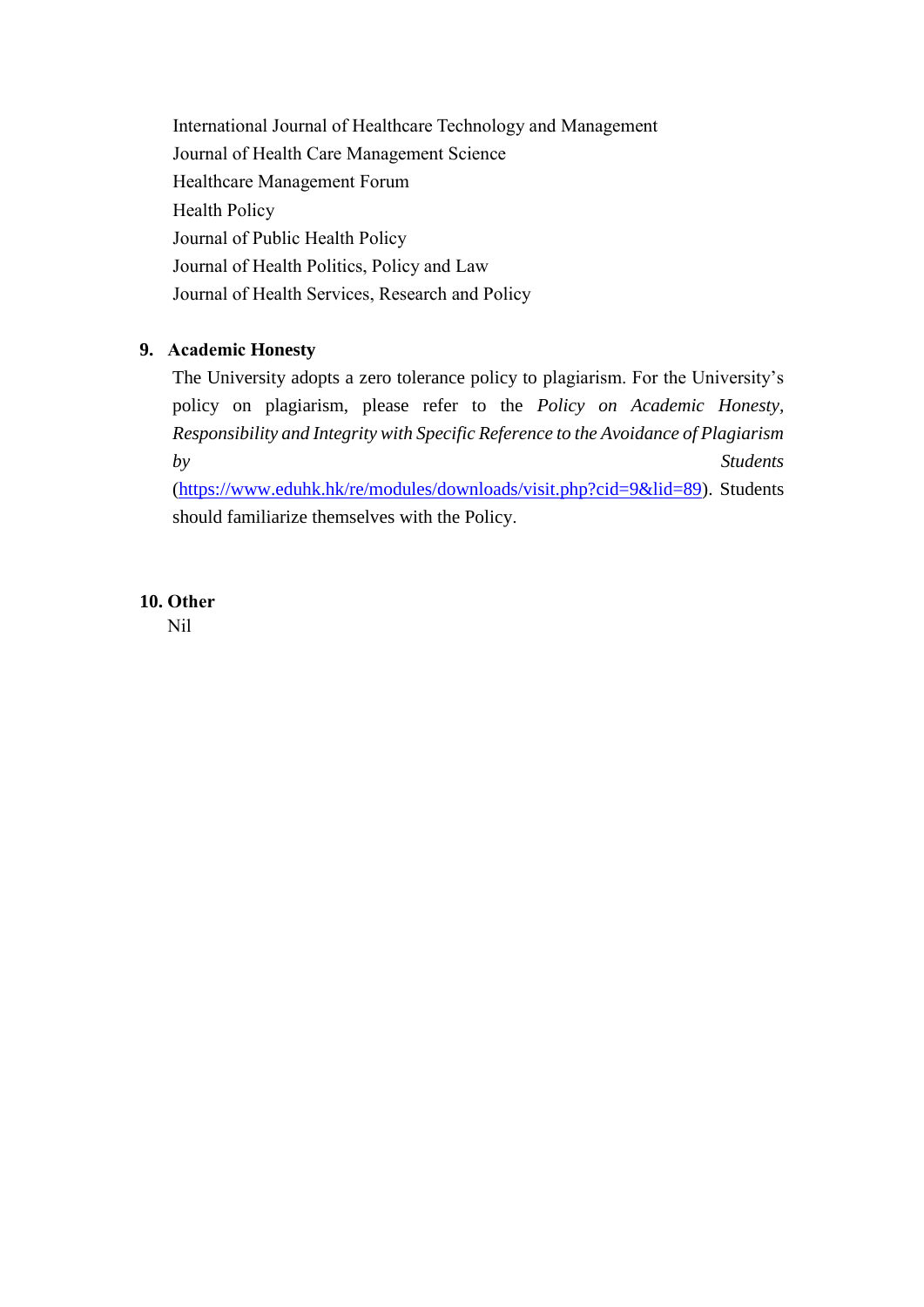International Journal of Healthcare Technology and Management

Journal of Health Care Management Science

Healthcare Management Forum

Health Policy

Journal of Public Health Policy

Journal of Health Politics, Policy and Law

Journal of Health Services, Research and Policy

## 9. Academic Honesty

The University adopts a zero tolerance policy to plagiarism. For the University's policy on plagiarism, please refer to the *Policy on Academic Honesty, Responsibility and Integrity with Specific Reference to the Avoidance of Plagiarism by Students* (https://www.eduhk.hk/re/modules/downloads/visit.php?cid=9&lid=89). Students should familiarize themselves with the Policy.

## 10. Other

Nil